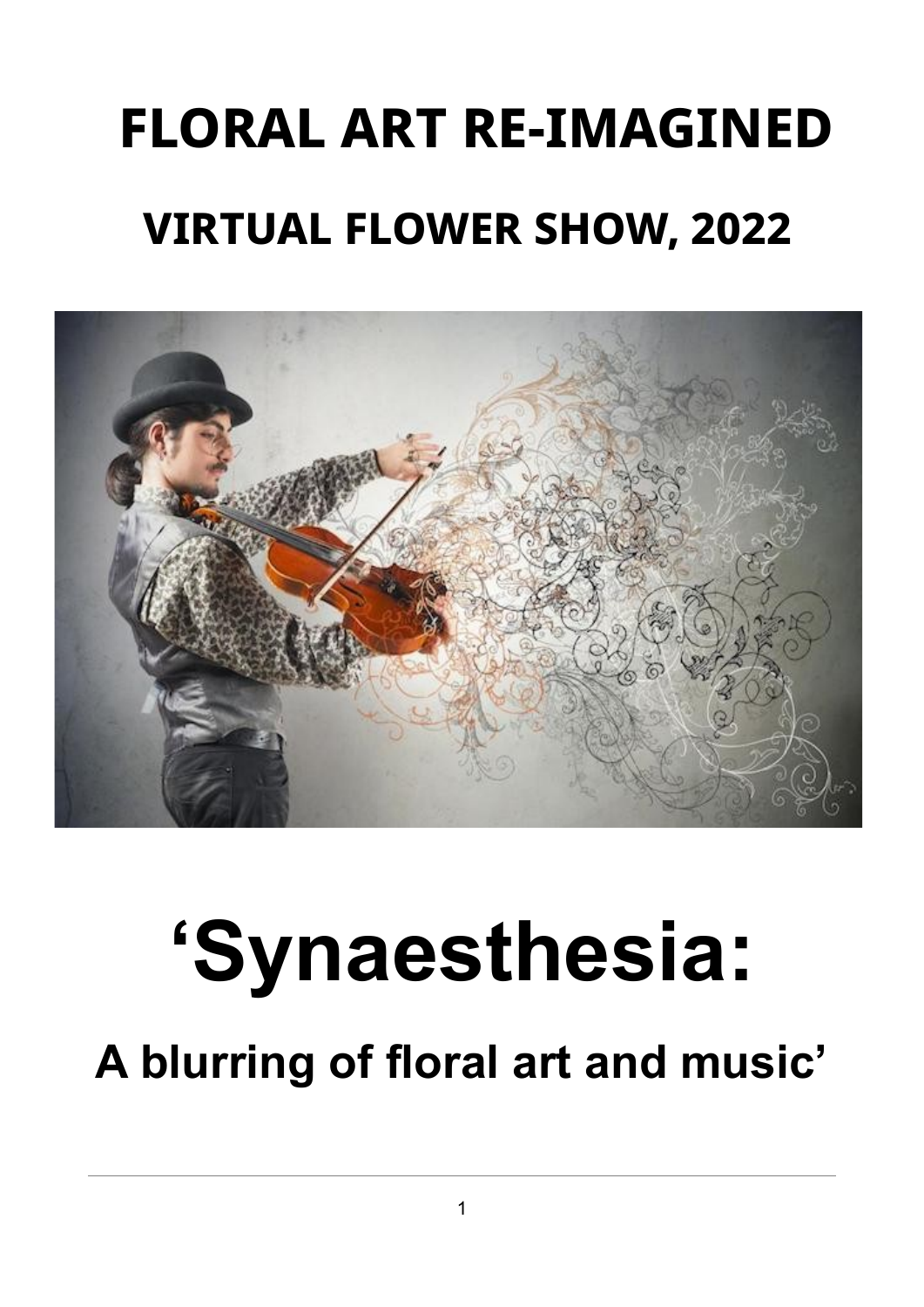# FLORAL ART RE-IMAGINED

## VIRTUAL FLOWER SHOW, 2022

# ‘Synaesthesia:

## A blurring of floral art and music’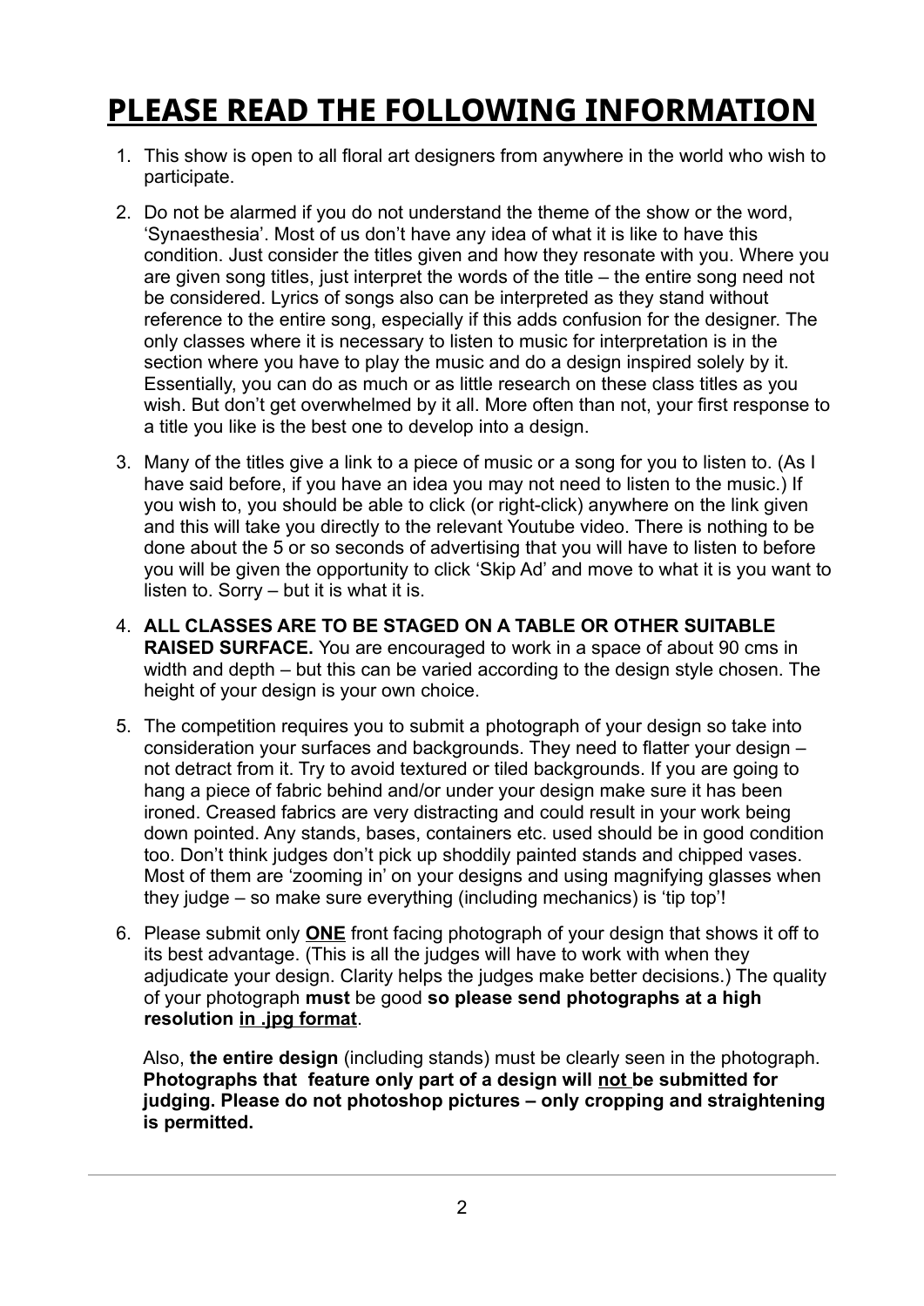# PLEASE READ THE FOLLOWING INFORMATION

1. This show is open to all floral art designers from anywhere in the world who wish to participate.

2. Do not be alarmed if you do not understand the theme of the show or the word, 'Synaesthesia'. Most of us don't have any idea of what it is like to have this condition. Just consider the titles given and how they resonate with you. Where you are given song titles, just interpret the words of the title – the entire song need not be considered. Lyrics of songs also can be interpreted as they stand without reference to the entire song, especially if this adds confusion for the designer. The only classes where it is necessary to listen to music for interpretation is in the section where you have to play the music and do a design inspired solely by it. Essentially, you can do as much or as little research on these class titles as you wish. But don't get overwhelmed by it all. More often than not, your first response to a title you like is the best one to develop into a design.

3. Many of the titles give a link to a piece of music or a song for you to listen to. (As I have said before, if you have an idea you may not need to listen to the music.) If you wish to, you should be able to click (or right-click) anywhere on the link given and this will take you directly to the relevant Youtube video. There is nothing to be done about the 5 or so seconds of advertising that you will have to listen to before you will be given the opportunity to click 'Skip Ad' and move to what it is you want to listen to. Sorry – but it is what it is.

4. **ALL CLASSES ARE TO BE STAGED ON A TABLE OR OTHER SUITABLE RAISED SURFACE.** You are encouraged to work in a space of about 90 cms in width and depth – but this can be varied according to the design style chosen. The height of your design is your own choice.

5. The competition requires you to submit a photograph of your design so take into consideration your surfaces and backgrounds. They need to flatter your design – not detract from it. Try to avoid textured or tiled backgrounds. If you are going to hang a piece of fabric behind and/or under your design make sure it has been ironed. Creased fabrics are very distracting and could result in your work being down pointed. Any stands, bases, containers etc. used should be in good condition too. Don't think judges don't pick up shoddily painted stands and chipped vases. Most of them are 'zooming in' on your designs and using magnifying glasses when they judge – so make sure everything (including mechanics) is 'tip top'!

6. Please submit only **ONE** front facing photograph of your design that shows it off to its best advantage. (This is all the judges will have to work with when they adjudicate your design. Clarity helps the judges make better decisions.) The quality of your photograph **must** be good **so please send photographs at a high resolution in .jpg format**.

   Also, **the entire design** (including stands) must be clearly seen in the photograph. **Photographs that feature only part of a design will not be submitted for judging. Please do not photoshop pictures – only cropping and straightening is permitted.**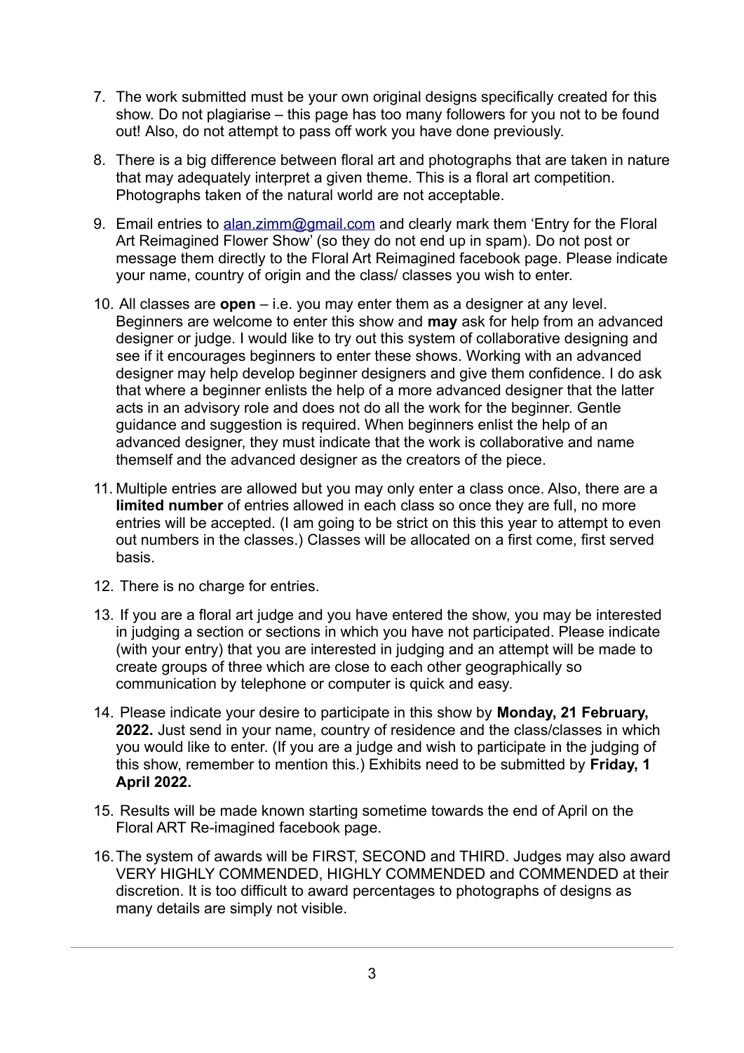7. The work submitted must be your own original designs specifically created for this show. Do not plagiarise – this page has too many followers for you not to be found out! Also, do not attempt to pass off work you have done previously.

8. There is a big difference between floral art and photographs that are taken in nature that may adequately interpret a given theme. This is a floral art competition. Photographs taken of the natural world are not acceptable.

9. Email entries to [alan.zimm@gmail.com](mailto:alan.zimm@gmail.com) and clearly mark them 'Entry for the Floral Art Reimagined Flower Show' (so they do not end up in spam). Do not post or message them directly to the Floral Art Reimagined facebook page. Please indicate your name, country of origin and the class/ classes you wish to enter.

10. All classes are **open** – i.e. you may enter them as a designer at any level. Beginners are welcome to enter this show and **may** ask for help from an advanced designer or judge. I would like to try out this system of collaborative designing and see if it encourages beginners to enter these shows. Working with an advanced designer may help develop beginner designers and give them confidence. I do ask that where a beginner enlists the help of a more advanced designer that the latter acts in an advisory role and does not do all the work for the beginner. Gentle guidance and suggestion is required. When beginners enlist the help of an advanced designer, they must indicate that the work is collaborative and name themself and the advanced designer as the creators of the piece.

11. Multiple entries are allowed but you may only enter a class once. Also, there are a **limited number** of entries allowed in each class so once they are full, no more entries will be accepted. (I am going to be strict on this this year to attempt to even out numbers in the classes.) Classes will be allocated on a first come, first served basis.

12. There is no charge for entries.

13. If you are a floral art judge and you have entered the show, you may be interested in judging a section or sections in which you have not participated. Please indicate (with your entry) that you are interested in judging and an attempt will be made to create groups of three which are close to each other geographically so communication by telephone or computer is quick and easy.

14. Please indicate your desire to participate in this show by **Monday, 21 February, 2022.** Just send in your name, country of residence and the class/classes in which you would like to enter. (If you are a judge and wish to participate in the judging of this show, remember to mention this.) Exhibits need to be submitted by **Friday, 1 April 2022.**

15. Results will be made known starting sometime towards the end of April on the Floral ART Re-imagined facebook page.

16. The system of awards will be FIRST, SECOND and THIRD. Judges may also award VERY HIGHLY COMMENDED, HIGHLY COMMENDED and COMMENDED at their discretion. It is too difficult to award percentages to photographs of designs as many details are simply not visible.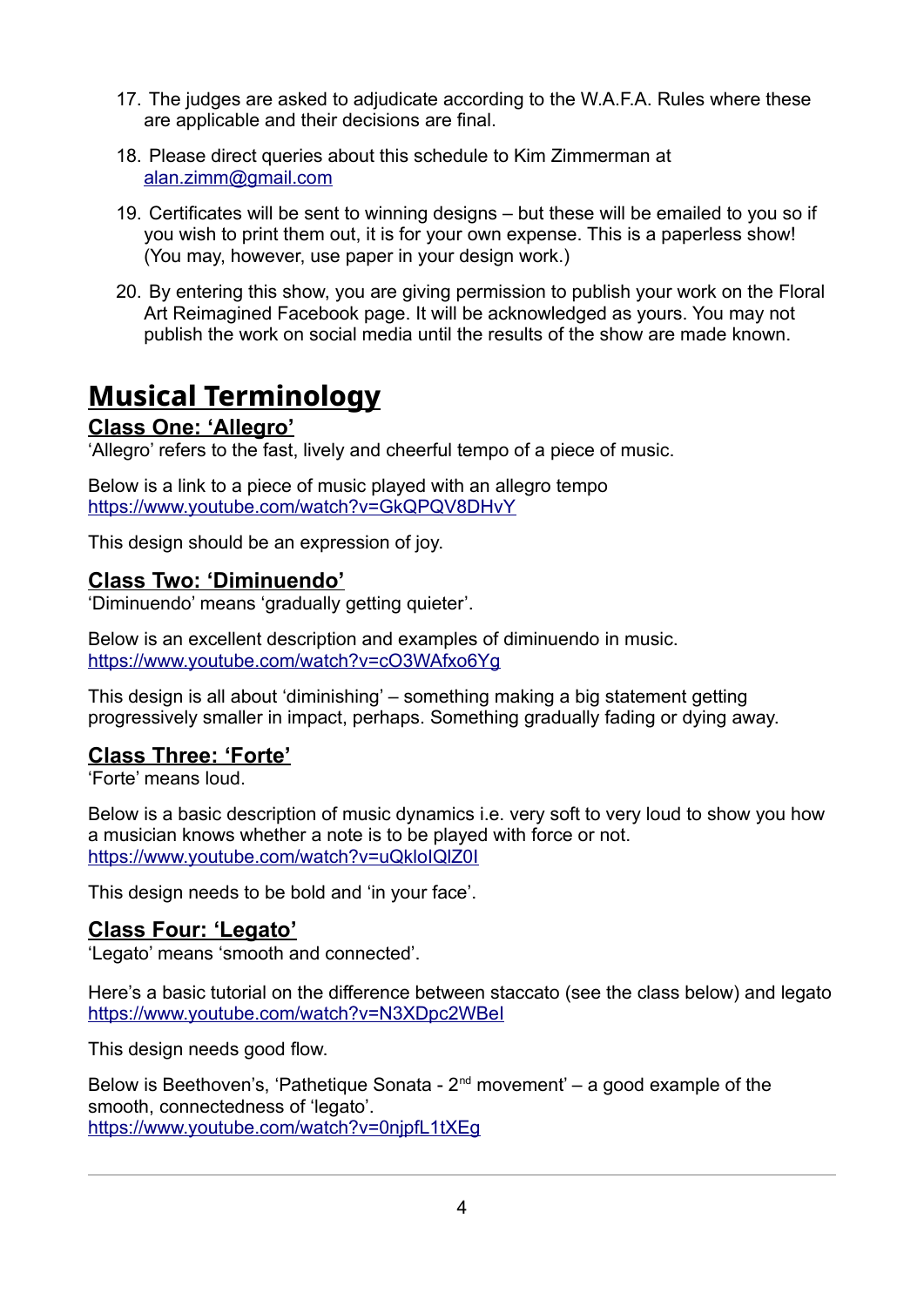17. The judges are asked to adjudicate according to the W.A.F.A. Rules where these are applicable and their decisions are final.
18. Please direct queries about this schedule to Kim Zimmerman at alan.zimm@gmail.com
19. Certificates will be sent to winning designs – but these will be emailed to you so if you wish to print them out, it is for your own expense. This is a paperless show! (You may, however, use paper in your design work.)
20. By entering this show, you are giving permission to publish your work on the Floral Art Reimagined Facebook page. It will be acknowledged as yours. You may not publish the work on social media until the results of the show are made known.

# Musical Terminology

## Class One: 'Allegro'

'Allegro' refers to the fast, lively and cheerful tempo of a piece of music.

Below is a link to a piece of music played with an allegro tempo
https://www.youtube.com/watch?v=GkQPQV8DHvY

This design should be an expression of joy.

## Class Two: 'Diminuendo'

'Diminuendo' means 'gradually getting quieter'.

Below is an excellent description and examples of diminuendo in music.
https://www.youtube.com/watch?v=cO3WAfxo6Yg

This design is all about 'diminishing' – something making a big statement getting progressively smaller in impact, perhaps. Something gradually fading or dying away.

## Class Three: 'Forte'

'Forte' means loud.

Below is a basic description of music dynamics i.e. very soft to very loud to show you how a musician knows whether a note is to be played with force or not.
https://www.youtube.com/watch?v=uQkloIQlZ0I

This design needs to be bold and 'in your face'.

## Class Four: 'Legato'

'Legato' means 'smooth and connected'.

Here's a basic tutorial on the difference between staccato (see the class below) and legato
https://www.youtube.com/watch?v=N3XDpc2WBeI

This design needs good flow.

Below is Beethoven's, 'Pathetique Sonata - 2nd movement' – a good example of the smooth, connectedness of 'legato'.
https://www.youtube.com/watch?v=0njpfL1tXEg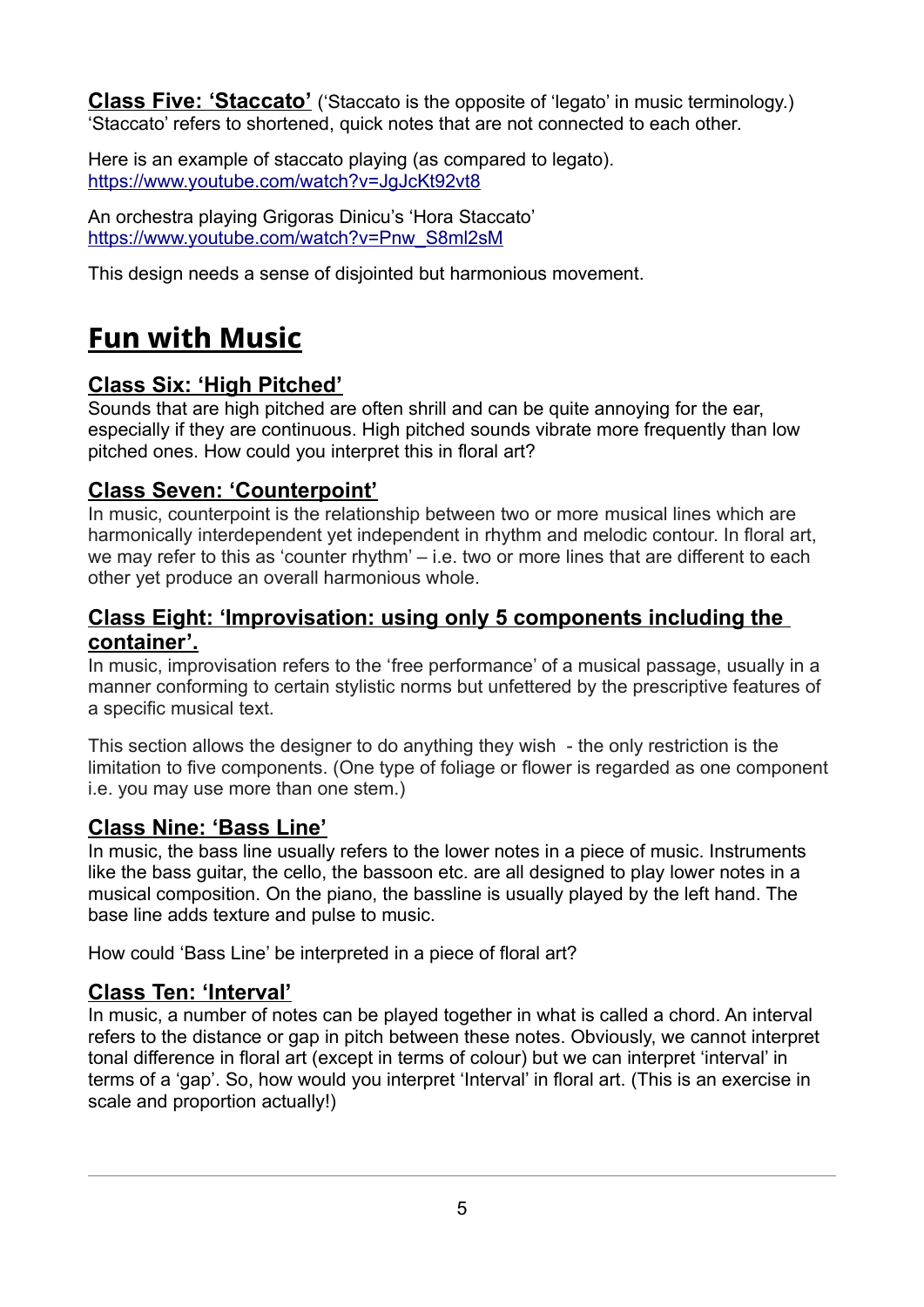**Class Five: 'Staccato'** ('Staccato is the opposite of 'legato' in music terminology.) 'Staccato' refers to shortened, quick notes that are not connected to each other.

Here is an example of staccato playing (as compared to legato).
https://www.youtube.com/watch?v=JgJcKt92vt8

An orchestra playing Grigoras Dinicu's 'Hora Staccato'
https://www.youtube.com/watch?v=Pnw_S8ml2sM

This design needs a sense of disjointed but harmonious movement.

# Fun with Music

## Class Six: 'High Pitched'

Sounds that are high pitched are often shrill and can be quite annoying for the ear, especially if they are continuous. High pitched sounds vibrate more frequently than low pitched ones. How could you interpret this in floral art?

## Class Seven: 'Counterpoint'

In music, counterpoint is the relationship between two or more musical lines which are harmonically interdependent yet independent in rhythm and melodic contour. In floral art, we may refer to this as 'counter rhythm' – i.e. two or more lines that are different to each other yet produce an overall harmonious whole.

## Class Eight: 'Improvisation: using only 5 components including the container'.

In music, improvisation refers to the 'free performance' of a musical passage, usually in a manner conforming to certain stylistic norms but unfettered by the prescriptive features of a specific musical text.

This section allows the designer to do anything they wish - the only restriction is the limitation to five components. (One type of foliage or flower is regarded as one component i.e. you may use more than one stem.)

## Class Nine: 'Bass Line'

In music, the bass line usually refers to the lower notes in a piece of music. Instruments like the bass guitar, the cello, the bassoon etc. are all designed to play lower notes in a musical composition. On the piano, the bassline is usually played by the left hand. The base line adds texture and pulse to music.

How could 'Bass Line' be interpreted in a piece of floral art?

## Class Ten: 'Interval'

In music, a number of notes can be played together in what is called a chord. An interval refers to the distance or gap in pitch between these notes. Obviously, we cannot interpret tonal difference in floral art (except in terms of colour) but we can interpret 'interval' in terms of a 'gap'. So, how would you interpret 'Interval' in floral art. (This is an exercise in scale and proportion actually!)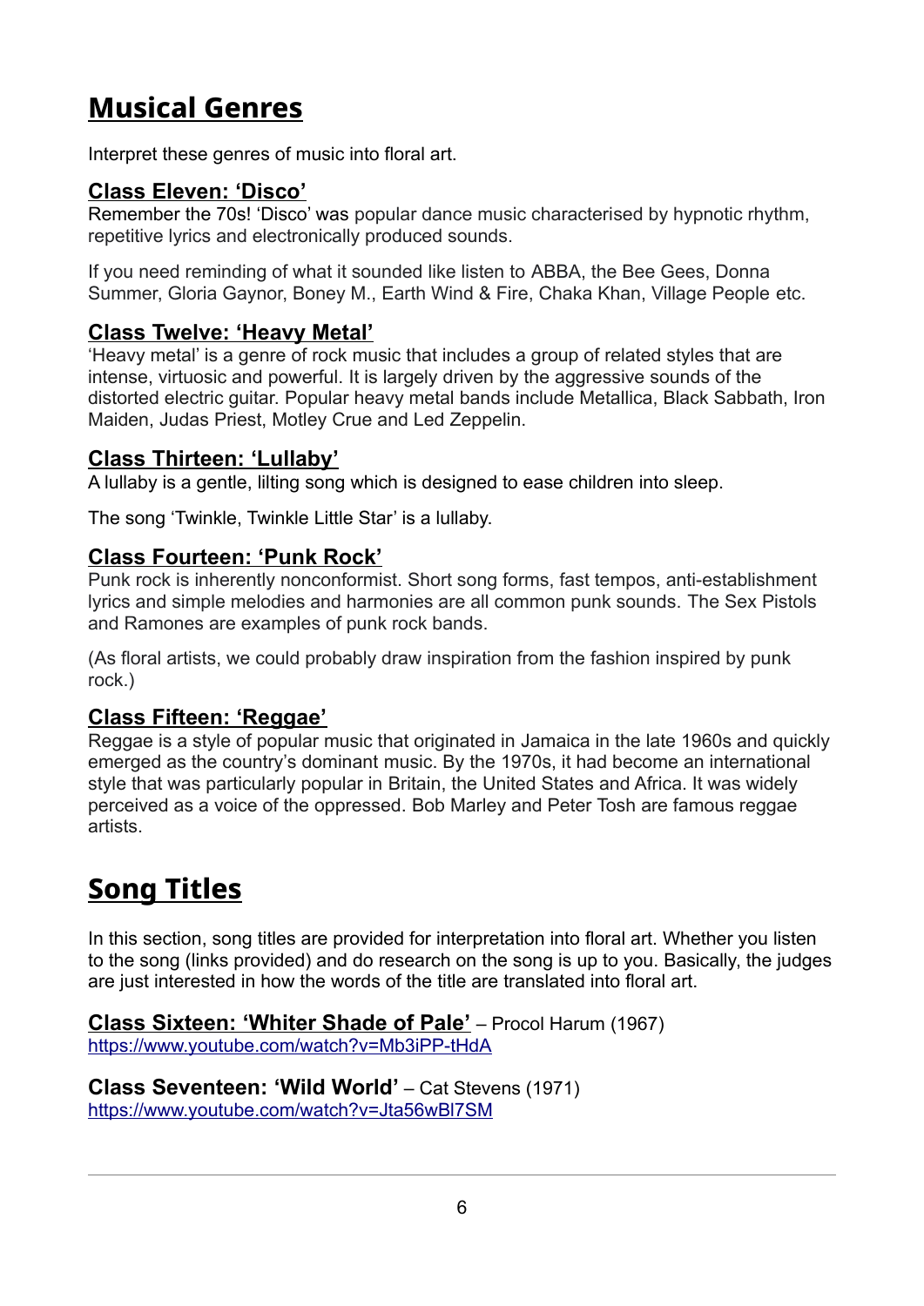# Musical Genres

Interpret these genres of music into floral art.

## Class Eleven: 'Disco'

Remember the 70s! 'Disco' was popular dance music characterised by hypnotic rhythm, repetitive lyrics and electronically produced sounds.

If you need reminding of what it sounded like listen to ABBA, the Bee Gees, Donna Summer, Gloria Gaynor, Boney M., Earth Wind & Fire, Chaka Khan, Village People etc.

## Class Twelve: 'Heavy Metal'

'Heavy metal' is a genre of rock music that includes a group of related styles that are intense, virtuosic and powerful. It is largely driven by the aggressive sounds of the distorted electric guitar. Popular heavy metal bands include Metallica, Black Sabbath, Iron Maiden, Judas Priest, Motley Crue and Led Zeppelin.

## Class Thirteen: 'Lullaby'

A lullaby is a gentle, lilting song which is designed to ease children into sleep.

The song 'Twinkle, Twinkle Little Star' is a lullaby.

## Class Fourteen: 'Punk Rock'

Punk rock is inherently nonconformist. Short song forms, fast tempos, anti-establishment lyrics and simple melodies and harmonies are all common punk sounds. The Sex Pistols and Ramones are examples of punk rock bands.

(As floral artists, we could probably draw inspiration from the fashion inspired by punk rock.)

## Class Fifteen: 'Reggae'

Reggae is a style of popular music that originated in Jamaica in the late 1960s and quickly emerged as the country's dominant music. By the 1970s, it had become an international style that was particularly popular in Britain, the United States and Africa. It was widely perceived as a voice of the oppressed. Bob Marley and Peter Tosh are famous reggae artists.

# Song Titles

In this section, song titles are provided for interpretation into floral art. Whether you listen to the song (links provided) and do research on the song is up to you. Basically, the judges are just interested in how the words of the title are translated into floral art.

**Class Sixteen: 'Whiter Shade of Pale'** – Procol Harum (1967)
https://www.youtube.com/watch?v=Mb3iPP-tHdA

**Class Seventeen: 'Wild World'** – Cat Stevens (1971)
https://www.youtube.com/watch?v=Jta56wBl7SM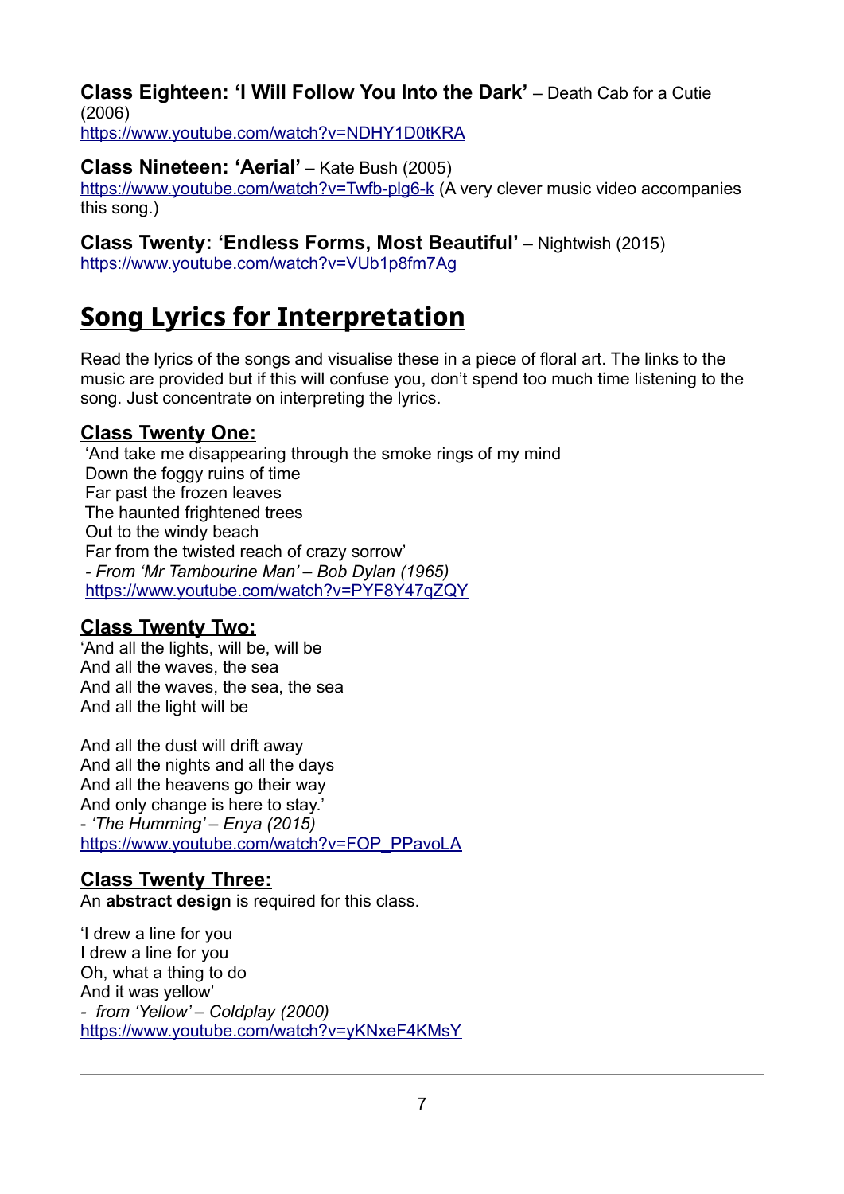**Class Eighteen: 'I Will Follow You Into the Dark'** – Death Cab for a Cutie (2006)
https://www.youtube.com/watch?v=NDHY1D0tKRA

**Class Nineteen: 'Aerial'** – Kate Bush (2005)
https://www.youtube.com/watch?v=Twfb-plg6-k (A very clever music video accompanies this song.)

**Class Twenty: 'Endless Forms, Most Beautiful'** – Nightwish (2015)
https://www.youtube.com/watch?v=VUb1p8fm7Ag

## Song Lyrics for Interpretation

Read the lyrics of the songs and visualise these in a piece of floral art. The links to the music are provided but if this will confuse you, don't spend too much time listening to the song. Just concentrate on interpreting the lyrics.

### Class Twenty One:

'And take me disappearing through the smoke rings of my mind
Down the foggy ruins of time
Far past the frozen leaves
The haunted frightened trees
Out to the windy beach
Far from the twisted reach of crazy sorrow'
*- From 'Mr Tambourine Man' – Bob Dylan (1965)*
https://www.youtube.com/watch?v=PYF8Y47qZQY

### Class Twenty Two:

'And all the lights, will be, will be
And all the waves, the sea
And all the waves, the sea, the sea
And all the light will be

And all the dust will drift away
And all the nights and all the days
And all the heavens go their way
And only change is here to stay.'
- *'The Humming' – Enya (2015)*
https://www.youtube.com/watch?v=FOP_PPavoLA

### Class Twenty Three:

An **abstract design** is required for this class.

'I drew a line for you
I drew a line for you
Oh, what a thing to do
And it was yellow'
- *from 'Yellow' – Coldplay (2000)*
https://www.youtube.com/watch?v=yKNxeF4KMsY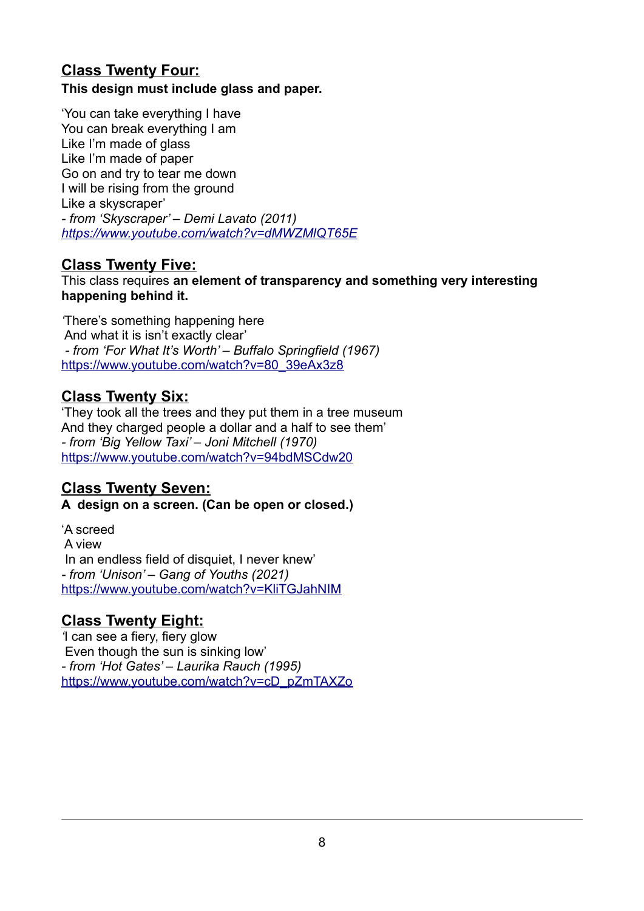## Class Twenty Four:

**This design must include glass and paper.**

'You can take everything I have
You can break everything I am
Like I'm made of glass
Like I'm made of paper
Go on and try to tear me down
I will be rising from the ground
Like a skyscraper'
*- from 'Skyscraper' – Demi Lavato (2011)*
*https://www.youtube.com/watch?v=dMWZMlQT65E*

## Class Twenty Five:

This class requires **an element of transparency and something very interesting happening behind it.**

'There's something happening here
And what it is isn't exactly clear'
*- from 'For What It's Worth' – Buffalo Springfield (1967)*
https://www.youtube.com/watch?v=80_39eAx3z8

## Class Twenty Six:

'They took all the trees and they put them in a tree museum
And they charged people a dollar and a half to see them'
*- from 'Big Yellow Taxi' – Joni Mitchell (1970)*
https://www.youtube.com/watch?v=94bdMSCdw20

## Class Twenty Seven:

**A design on a screen. (Can be open or closed.)**

'A screed
A view
In an endless field of disquiet, I never knew'
*- from 'Unison' – Gang of Youths (2021)*
https://www.youtube.com/watch?v=KliTGJahNIM

## Class Twenty Eight:

'I can see a fiery, fiery glow
Even though the sun is sinking low'
*- from 'Hot Gates' – Laurika Rauch (1995)*
https://www.youtube.com/watch?v=cD_pZmTAXZo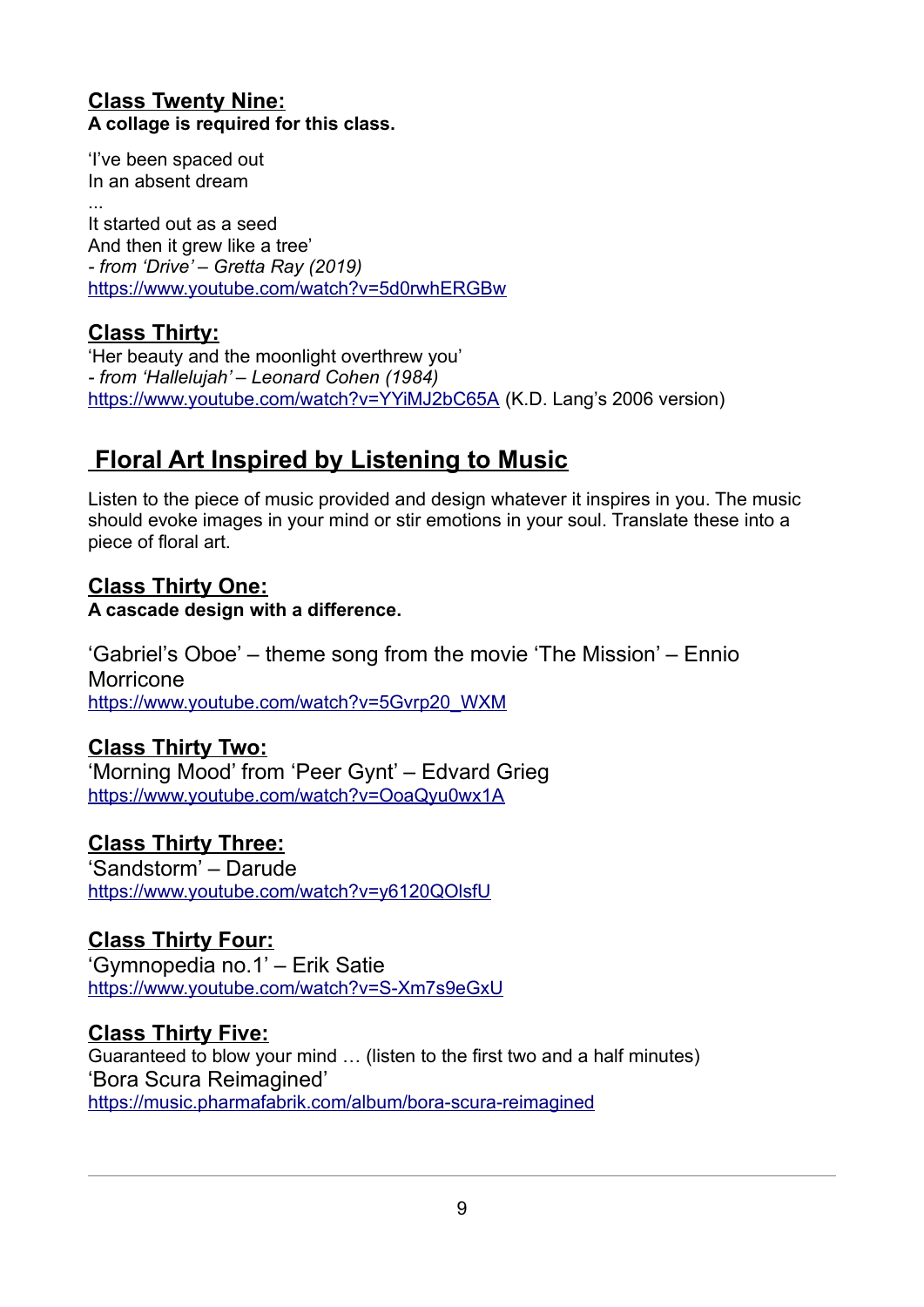**Class Twenty Nine:**
**A collage is required for this class.**

'I've been spaced out
In an absent dream
...
It started out as a seed
And then it grew like a tree'
*- from 'Drive' – Gretta Ray (2019)*
https://www.youtube.com/watch?v=5d0rwhERGBw

**Class Thirty:**
'Her beauty and the moonlight overthrew you'
*- from 'Hallelujah' – Leonard Cohen (1984)*
https://www.youtube.com/watch?v=YYiMJ2bC65A (K.D. Lang's 2006 version)

## Floral Art Inspired by Listening to Music

Listen to the piece of music provided and design whatever it inspires in you. The music should evoke images in your mind or stir emotions in your soul. Translate these into a piece of floral art.

**Class Thirty One:**
**A cascade design with a difference.**

'Gabriel's Oboe' – theme song from the movie 'The Mission' – Ennio Morricone
https://www.youtube.com/watch?v=5Gvrp20_WXM

**Class Thirty Two:**
'Morning Mood' from 'Peer Gynt' – Edvard Grieg
https://www.youtube.com/watch?v=OoaQyu0wx1A

**Class Thirty Three:**
'Sandstorm' – Darude
https://www.youtube.com/watch?v=y6120QOlsfU

**Class Thirty Four:**
'Gymnopedia no.1' – Erik Satie
https://www.youtube.com/watch?v=S-Xm7s9eGxU

**Class Thirty Five:**
Guaranteed to blow your mind … (listen to the first two and a half minutes)
'Bora Scura Reimagined'
https://music.pharmafabrik.com/album/bora-scura-reimagined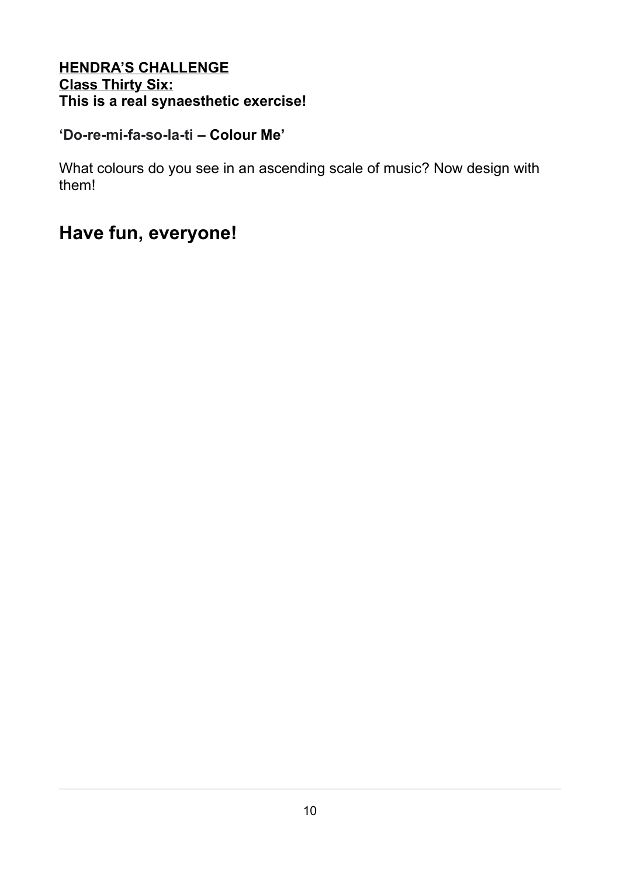**<u>HENDRA'S CHALLENGE</u>**
**<u>Class Thirty Six:</u>**
**This is a real synaesthetic exercise!**

**'Do-re-mi-fa-so-la-ti – Colour Me'**

What colours do you see in an ascending scale of music? Now design with them!

## Have fun, everyone!